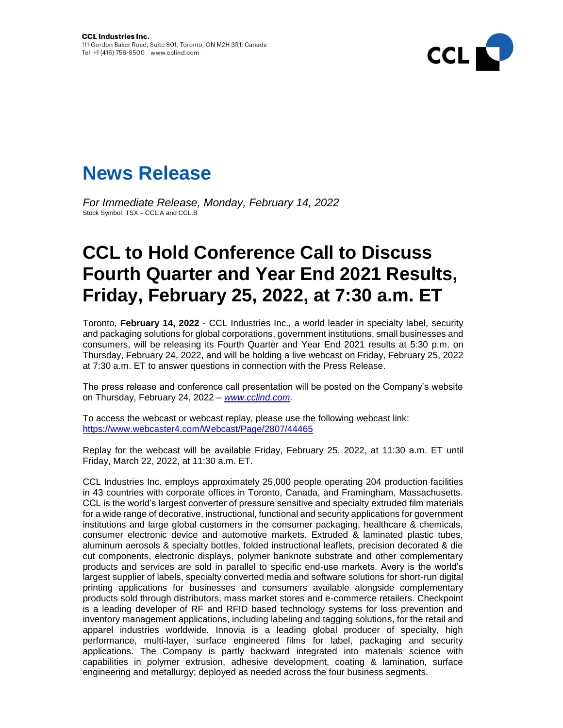**CCL Industries Inc.**
111 Gordon Baker Road, Suite 801, Toronto, ON M2H 3R1, Canada
Tel +1 (416) 756-8500 www.cclind.com

# News Release

*For Immediate Release, Monday, February 14, 2022*
Stock Symbol: TSX – CCL.A and CCL.B

# CCL to Hold Conference Call to Discuss Fourth Quarter and Year End 2021 Results, Friday, February 25, 2022, at 7:30 a.m. ET

Toronto, **February 14, 2022** - CCL Industries Inc., a world leader in specialty label, security and packaging solutions for global corporations, government institutions, small businesses and consumers, will be releasing its Fourth Quarter and Year End 2021 results at 5:30 p.m. on Thursday, February 24, 2022, and will be holding a live webcast on Friday, February 25, 2022 at 7:30 a.m. ET to answer questions in connection with the Press Release.

The press release and conference call presentation will be posted on the Company's website on Thursday, February 24, 2022 – *www.cclind.com.*

To access the webcast or webcast replay, please use the following webcast link:
https://www.webcaster4.com/Webcast/Page/2807/44465

Replay for the webcast will be available Friday, February 25, 2022, at 11:30 a.m. ET until Friday, March 22, 2022, at 11:30 a.m. ET.

CCL Industries Inc. employs approximately 25,000 people operating 204 production facilities in 43 countries with corporate offices in Toronto, Canada, and Framingham, Massachusetts. CCL is the world's largest converter of pressure sensitive and specialty extruded film materials for a wide range of decorative, instructional, functional and security applications for government institutions and large global customers in the consumer packaging, healthcare & chemicals, consumer electronic device and automotive markets. Extruded & laminated plastic tubes, aluminum aerosols & specialty bottles, folded instructional leaflets, precision decorated & die cut components, electronic displays, polymer banknote substrate and other complementary products and services are sold in parallel to specific end-use markets. Avery is the world's largest supplier of labels, specialty converted media and software solutions for short-run digital printing applications for businesses and consumers available alongside complementary products sold through distributors, mass market stores and e-commerce retailers. Checkpoint is a leading developer of RF and RFID based technology systems for loss prevention and inventory management applications, including labeling and tagging solutions, for the retail and apparel industries worldwide. Innovia is a leading global producer of specialty, high performance, multi-layer, surface engineered films for label, packaging and security applications. The Company is partly backward integrated into materials science with capabilities in polymer extrusion, adhesive development, coating & lamination, surface engineering and metallurgy; deployed as needed across the four business segments.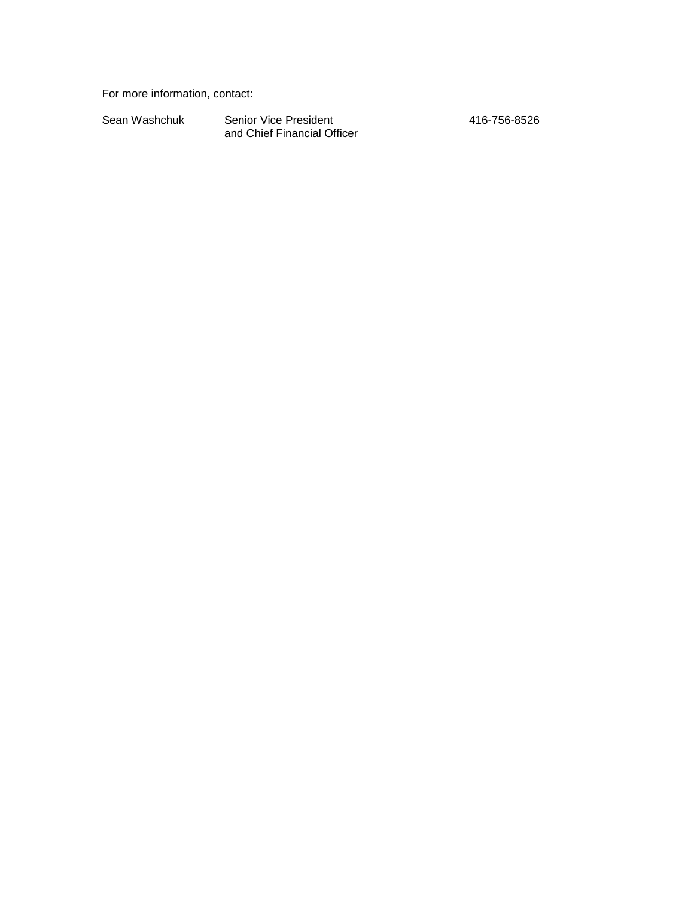For more information, contact:

| | | |
|---|---|---|
| Sean Washchuk | Senior Vice President and Chief Financial Officer | 416-756-8526 |